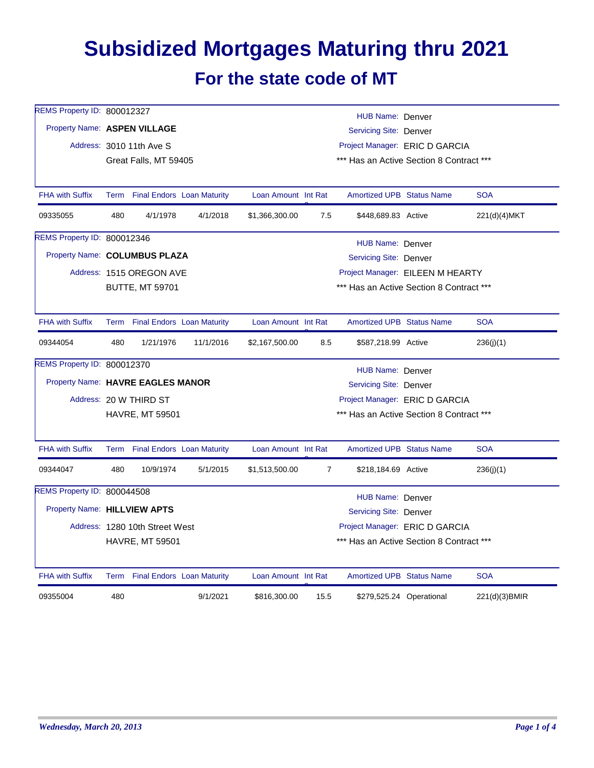# Subsidized Mortgages Maturing thru 2021

## For the state code of MT

REMS Property ID: 800012327
Property Name: **ASPEN VILLAGE**
Address: 3010 11th Ave S
Great Falls, MT 59405

HUB Name: Denver
Servicing Site: Denver
Project Manager: ERIC D GARCIA
*** Has an Active Section 8 Contract ***

| FHA with Suffix | Term | Final Endors | Loan Maturity | Loan Amount | Int Rate | Amortized UPB | Status Name | SOA |
|---|---|---|---|---|---|---|---|---|
| 09335055 | 480 | 4/1/1978 | 4/1/2018 | $1,366,300.00 | 7.5 | $448,689.83 | Active | 221(d)(4)MKT |

REMS Property ID: 800012346
Property Name: **COLUMBUS PLAZA**
Address: 1515 OREGON AVE
BUTTE, MT 59701

HUB Name: Denver
Servicing Site: Denver
Project Manager: EILEEN M HEARTY
*** Has an Active Section 8 Contract ***

| FHA with Suffix | Term | Final Endors | Loan Maturity | Loan Amount | Int Rate | Amortized UPB | Status Name | SOA |
|---|---|---|---|---|---|---|---|---|
| 09344054 | 480 | 1/21/1976 | 11/1/2016 | $2,167,500.00 | 8.5 | $587,218.99 | Active | 236(j)(1) |

REMS Property ID: 800012370
Property Name: **HAVRE EAGLES MANOR**
Address: 20 W THIRD ST
HAVRE, MT 59501

HUB Name: Denver
Servicing Site: Denver
Project Manager: ERIC D GARCIA
*** Has an Active Section 8 Contract ***

| FHA with Suffix | Term | Final Endors | Loan Maturity | Loan Amount | Int Rate | Amortized UPB | Status Name | SOA |
|---|---|---|---|---|---|---|---|---|
| 09344047 | 480 | 10/9/1974 | 5/1/2015 | $1,513,500.00 | 7 | $218,184.69 | Active | 236(j)(1) |

REMS Property ID: 800044508
Property Name: **HILLVIEW APTS**
Address: 1280 10th Street West
HAVRE, MT 59501

HUB Name: Denver
Servicing Site: Denver
Project Manager: ERIC D GARCIA
*** Has an Active Section 8 Contract ***

| FHA with Suffix | Term | Final Endors | Loan Maturity | Loan Amount | Int Rate | Amortized UPB | Status Name | SOA |
|---|---|---|---|---|---|---|---|---|
| 09355004 | 480 | | 9/1/2021 | $816,300.00 | 15.5 | $279,525.24 | Operational | 221(d)(3)BMIR |

*Wednesday, March 20, 2013*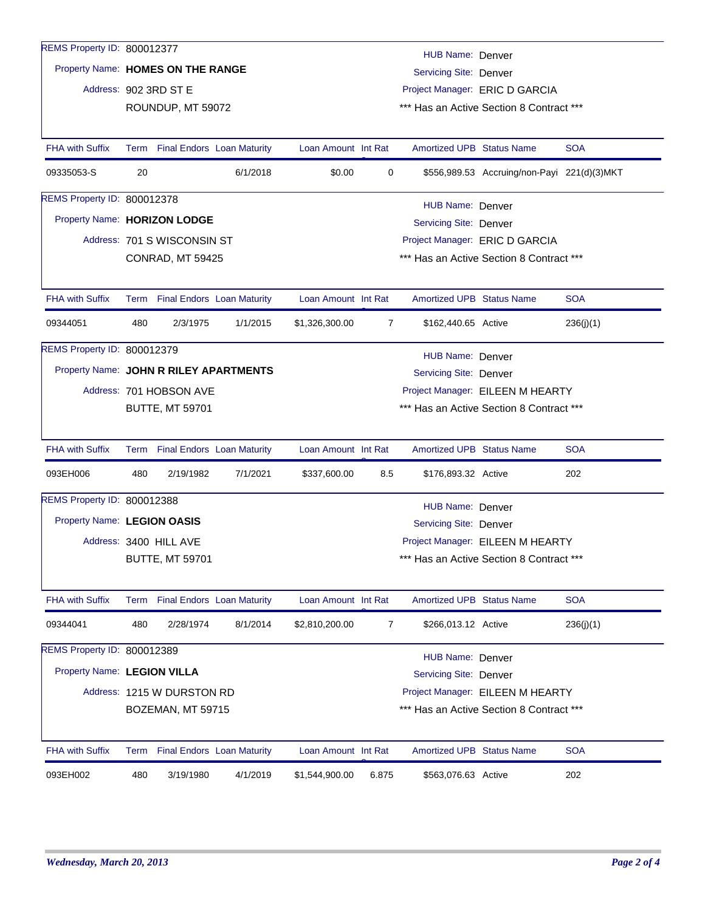REMS Property ID: 800012377

Property Name: **HOMES ON THE RANGE**

Address: 902 3RD ST E
ROUNDUP, MT 59072

HUB Name: Denver
Servicing Site: Denver
Project Manager: ERIC D GARCIA
*** Has an Active Section 8 Contract ***

| FHA with Suffix | Term | Final Endors | Loan Maturity | Loan Amount | Int Rate | Amortized UPB | Status Name | SOA |
|---|---|---|---|---|---|---|---|---|
| 09335053-S | 20 | | 6/1/2018 | $0.00 | 0 | $556,989.53 | Accruing/non-Payi | 221(d)(3)MKT |

REMS Property ID: 800012378

Property Name: **HORIZON LODGE**

Address: 701 S WISCONSIN ST
CONRAD, MT 59425

HUB Name: Denver
Servicing Site: Denver
Project Manager: ERIC D GARCIA
*** Has an Active Section 8 Contract ***

| FHA with Suffix | Term | Final Endors | Loan Maturity | Loan Amount | Int Rate | Amortized UPB | Status Name | SOA |
|---|---|---|---|---|---|---|---|---|
| 09344051 | 480 | 2/3/1975 | 1/1/2015 | $1,326,300.00 | 7 | $162,440.65 | Active | 236(j)(1) |

REMS Property ID: 800012379

Property Name: **JOHN R RILEY APARTMENTS**

Address: 701 HOBSON AVE
BUTTE, MT 59701

HUB Name: Denver
Servicing Site: Denver
Project Manager: EILEEN M HEARTY
*** Has an Active Section 8 Contract ***

| FHA with Suffix | Term | Final Endors | Loan Maturity | Loan Amount | Int Rate | Amortized UPB | Status Name | SOA |
|---|---|---|---|---|---|---|---|---|
| 093EH006 | 480 | 2/19/1982 | 7/1/2021 | $337,600.00 | 8.5 | $176,893.32 | Active | 202 |

REMS Property ID: 800012388

Property Name: **LEGION OASIS**

Address: 3400 HILL AVE
BUTTE, MT 59701

HUB Name: Denver
Servicing Site: Denver
Project Manager: EILEEN M HEARTY
*** Has an Active Section 8 Contract ***

| FHA with Suffix | Term | Final Endors | Loan Maturity | Loan Amount | Int Rate | Amortized UPB | Status Name | SOA |
|---|---|---|---|---|---|---|---|---|
| 09344041 | 480 | 2/28/1974 | 8/1/2014 | $2,810,200.00 | 7 | $266,013.12 | Active | 236(j)(1) |

REMS Property ID: 800012389

Property Name: **LEGION VILLA**

Address: 1215 W DURSTON RD
BOZEMAN, MT 59715

HUB Name: Denver
Servicing Site: Denver
Project Manager: EILEEN M HEARTY
*** Has an Active Section 8 Contract ***

| FHA with Suffix | Term | Final Endors | Loan Maturity | Loan Amount | Int Rate | Amortized UPB | Status Name | SOA |
|---|---|---|---|---|---|---|---|---|
| 093EH002 | 480 | 3/19/1980 | 4/1/2019 | $1,544,900.00 | 6.875 | $563,076.63 | Active | 202 |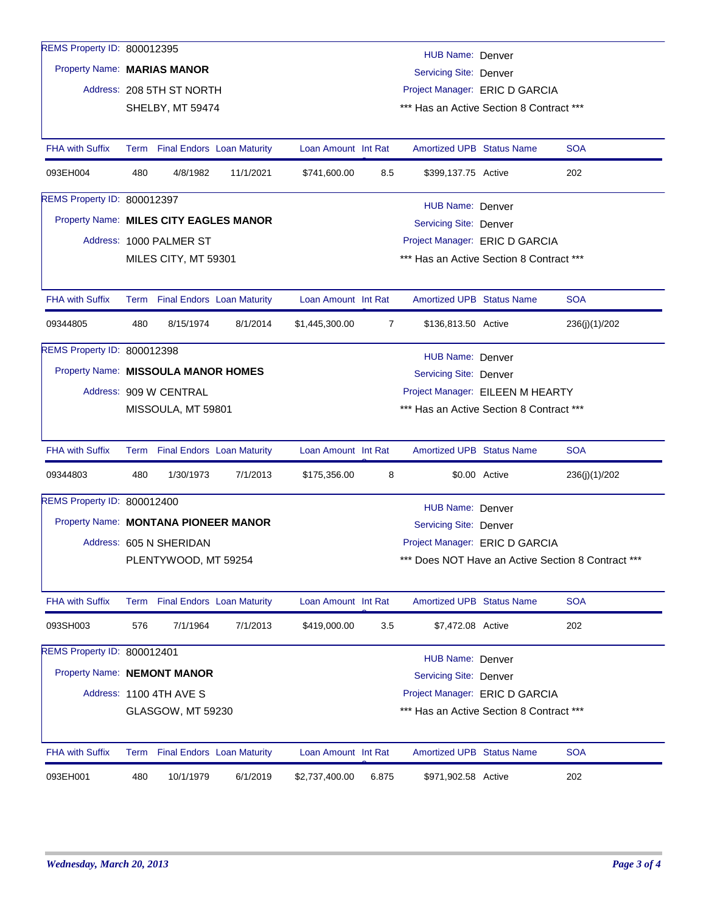REMS Property ID: 800012395

Property Name: **MARIAS MANOR**

Address: 208 5TH ST NORTH
SHELBY, MT 59474

HUB Name: Denver
Servicing Site: Denver
Project Manager: ERIC D GARCIA
*** Has an Active Section 8 Contract ***

| FHA with Suffix | Term | Final Endors | Loan Maturity | Loan Amount | Int Rate | Amortized UPB | Status Name | SOA |
|---|---|---|---|---|---|---|---|---|
| 093EH004 | 480 | 4/8/1982 | 11/1/2021 | $741,600.00 | 8.5 | $399,137.75 | Active | 202 |

REMS Property ID: 800012397

Property Name: **MILES CITY EAGLES MANOR**

Address: 1000 PALMER ST
MILES CITY, MT 59301

HUB Name: Denver
Servicing Site: Denver
Project Manager: ERIC D GARCIA
*** Has an Active Section 8 Contract ***

| FHA with Suffix | Term | Final Endors | Loan Maturity | Loan Amount | Int Rate | Amortized UPB | Status Name | SOA |
|---|---|---|---|---|---|---|---|---|
| 09344805 | 480 | 8/15/1974 | 8/1/2014 | $1,445,300.00 | 7 | $136,813.50 | Active | 236(j)(1)/202 |

REMS Property ID: 800012398

Property Name: **MISSOULA MANOR HOMES**

Address: 909 W CENTRAL
MISSOULA, MT 59801

HUB Name: Denver
Servicing Site: Denver
Project Manager: EILEEN M HEARTY
*** Has an Active Section 8 Contract ***

| FHA with Suffix | Term | Final Endors | Loan Maturity | Loan Amount | Int Rate | Amortized UPB | Status Name | SOA |
|---|---|---|---|---|---|---|---|---|
| 09344803 | 480 | 1/30/1973 | 7/1/2013 | $175,356.00 | 8 | $0.00 | Active | 236(j)(1)/202 |

REMS Property ID: 800012400

Property Name: **MONTANA PIONEER MANOR**

Address: 605 N SHERIDAN
PLENTYWOOD, MT 59254

HUB Name: Denver
Servicing Site: Denver
Project Manager: ERIC D GARCIA
*** Does NOT Have an Active Section 8 Contract ***

| FHA with Suffix | Term | Final Endors | Loan Maturity | Loan Amount | Int Rate | Amortized UPB | Status Name | SOA |
|---|---|---|---|---|---|---|---|---|
| 093SH003 | 576 | 7/1/1964 | 7/1/2013 | $419,000.00 | 3.5 | $7,472.08 | Active | 202 |

REMS Property ID: 800012401

Property Name: **NEMONT MANOR**

Address: 1100 4TH AVE S
GLASGOW, MT 59230

HUB Name: Denver
Servicing Site: Denver
Project Manager: ERIC D GARCIA
*** Has an Active Section 8 Contract ***

| FHA with Suffix | Term | Final Endors | Loan Maturity | Loan Amount | Int Rate | Amortized UPB | Status Name | SOA |
|---|---|---|---|---|---|---|---|---|
| 093EH001 | 480 | 10/1/1979 | 6/1/2019 | $2,737,400.00 | 6.875 | $971,902.58 | Active | 202 |

*Wednesday, March 20, 2013*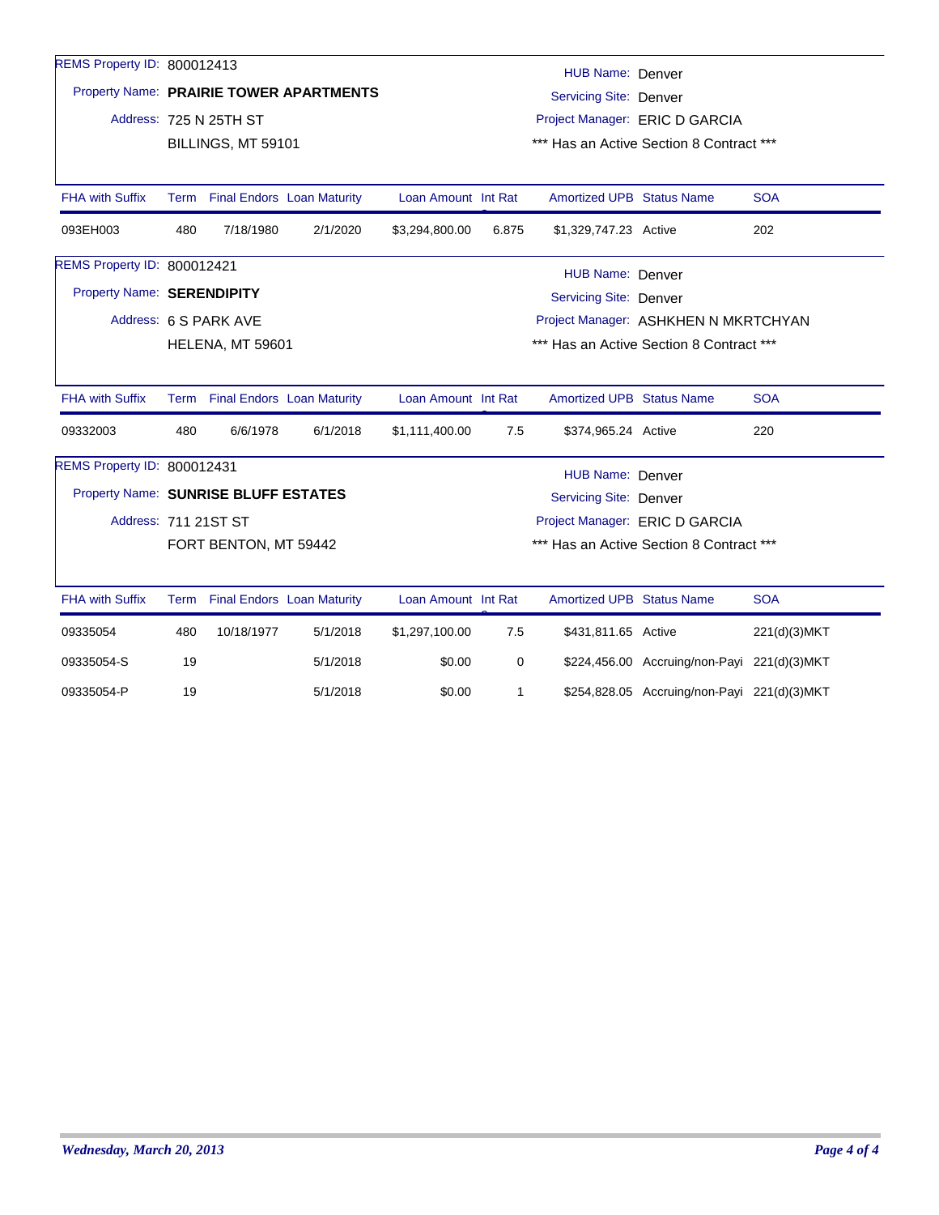REMS Property ID: 800012413

Property Name: **PRAIRIE TOWER APARTMENTS**

Address: 725 N 25TH ST
BILLINGS, MT 59101

HUB Name: Denver
Servicing Site: Denver
Project Manager: ERIC D GARCIA
*** Has an Active Section 8 Contract ***

| FHA with Suffix | Term | Final Endors | Loan Maturity | Loan Amount | Int Rate | Amortized UPB | Status Name | SOA |
|---|---|---|---|---|---|---|---|---|
| 093EH003 | 480 | 7/18/1980 | 2/1/2020 | $3,294,800.00 | 6.875 | $1,329,747.23 | Active | 202 |

REMS Property ID: 800012421

Property Name: **SERENDIPITY**

Address: 6 S PARK AVE
HELENA, MT 59601

HUB Name: Denver
Servicing Site: Denver
Project Manager: ASHKHEN N MKRTCHYAN
*** Has an Active Section 8 Contract ***

| FHA with Suffix | Term | Final Endors | Loan Maturity | Loan Amount | Int Rate | Amortized UPB | Status Name | SOA |
|---|---|---|---|---|---|---|---|---|
| 09332003 | 480 | 6/6/1978 | 6/1/2018 | $1,111,400.00 | 7.5 | $374,965.24 | Active | 220 |

REMS Property ID: 800012431

Property Name: **SUNRISE BLUFF ESTATES**

Address: 711 21ST ST
FORT BENTON, MT 59442

HUB Name: Denver
Servicing Site: Denver
Project Manager: ERIC D GARCIA
*** Has an Active Section 8 Contract ***

| FHA with Suffix | Term | Final Endors | Loan Maturity | Loan Amount | Int Rate | Amortized UPB | Status Name | SOA |
|---|---|---|---|---|---|---|---|---|
| 09335054 | 480 | 10/18/1977 | 5/1/2018 | $1,297,100.00 | 7.5 | $431,811.65 | Active | 221(d)(3)MKT |
| 09335054-S | 19 | | 5/1/2018 | $0.00 | 0 | $224,456.00 | Accruing/non-Payi | 221(d)(3)MKT |
| 09335054-P | 19 | | 5/1/2018 | $0.00 | 1 | $254,828.05 | Accruing/non-Payi | 221(d)(3)MKT |

*Wednesday, March 20, 2013*